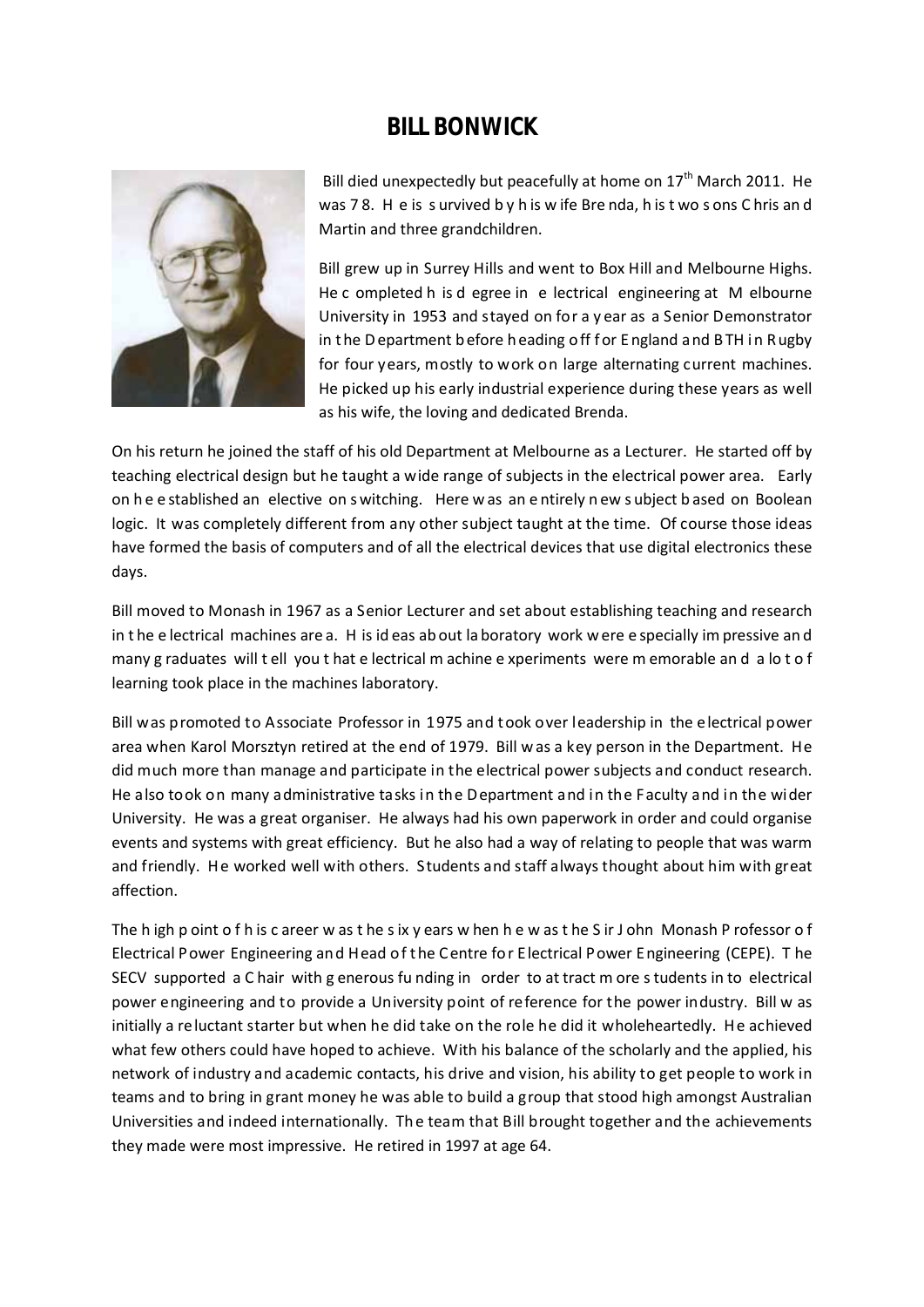# BILL BONWICK

Bill died unexpectedly but peacefully at home on 17th March 2011. He was 78. He is survived by his wife Brenda, his two sons Chris and Martin and three grandchildren.

Bill grew up in Surrey Hills and went to Box Hill and Melbourne Highs. He completed his degree in electrical engineering at Melbourne University in 1953 and stayed on for a year as a Senior Demonstrator in the Department before heading off for England and BTH in Rugby for four years, mostly to work on large alternating current machines. He picked up his early industrial experience during these years as well as his wife, the loving and dedicated Brenda.

On his return he joined the staff of his old Department at Melbourne as a Lecturer. He started off by teaching electrical design but he taught a wide range of subjects in the electrical power area. Early on he established an elective on switching. Here was an entirely new subject based on Boolean logic. It was completely different from any other subject taught at the time. Of course those ideas have formed the basis of computers and of all the electrical devices that use digital electronics these days.

Bill moved to Monash in 1967 as a Senior Lecturer and set about establishing teaching and research in the electrical machines area. His ideas about laboratory work were especially impressive and many graduates will tell you that electrical machine experiments were memorable and a lot of learning took place in the machines laboratory.

Bill was promoted to Associate Professor in 1975 and took over leadership in the electrical power area when Karol Morsztyn retired at the end of 1979. Bill was a key person in the Department. He did much more than manage and participate in the electrical power subjects and conduct research. He also took on many administrative tasks in the Department and in the Faculty and in the wider University. He was a great organiser. He always had his own paperwork in order and could organise events and systems with great efficiency. But he also had a way of relating to people that was warm and friendly. He worked well with others. Students and staff always thought about him with great affection.

The high point of his career was the six years when he was the Sir John Monash Professor of Electrical Power Engineering and Head of the Centre for Electrical Power Engineering (CEPE). The SECV supported a Chair with generous funding in order to attract more students in to electrical power engineering and to provide a University point of reference for the power industry. Bill was initially a reluctant starter but when he did take on the role he did it wholeheartedly. He achieved what few others could have hoped to achieve. With his balance of the scholarly and the applied, his network of industry and academic contacts, his drive and vision, his ability to get people to work in teams and to bring in grant money he was able to build a group that stood high amongst Australian Universities and indeed internationally. The team that Bill brought together and the achievements they made were most impressive. He retired in 1997 at age 64.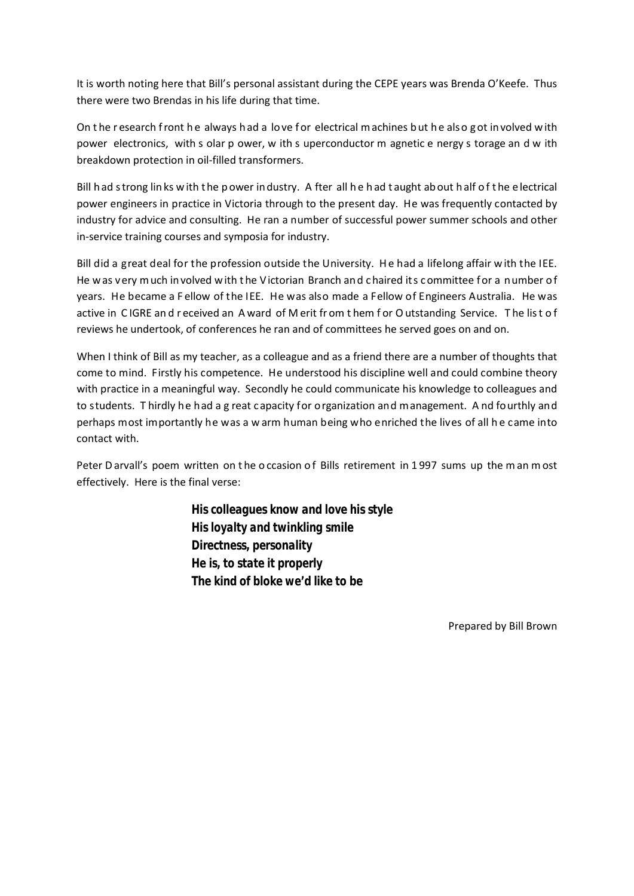It is worth noting here that Bill's personal assistant during the CEPE years was Brenda O'Keefe. Thus there were two Brendas in his life during that time.

On the research front he always had a love for electrical machines but he also got involved with power electronics, with solar power, with superconductor magnetic energy storage and with breakdown protection in oil-filled transformers.

Bill had strong links with the power industry. After all he had taught about half of the electrical power engineers in practice in Victoria through to the present day. He was frequently contacted by industry for advice and consulting. He ran a number of successful power summer schools and other in-service training courses and symposia for industry.

Bill did a great deal for the profession outside the University. He had a lifelong affair with the IEE. He was very much involved with the Victorian Branch and chaired its committee for a number of years. He became a Fellow of the IEE. He was also made a Fellow of Engineers Australia. He was active in CIGRE and received an Award of Merit from them for Outstanding Service. The list of reviews he undertook, of conferences he ran and of committees he served goes on and on.

When I think of Bill as my teacher, as a colleague and as a friend there are a number of thoughts that come to mind. Firstly his competence. He understood his discipline well and could combine theory with practice in a meaningful way. Secondly he could communicate his knowledge to colleagues and to students. Thirdly he had a great capacity for organization and management. And fourthly and perhaps most importantly he was a warm human being who enriched the lives of all he came into contact with.

Peter Darvall's poem written on the occasion of Bills retirement in 1997 sums up the man most effectively. Here is the final verse:

> ***His colleagues know and love his style***
> ***His loyalty and twinkling smile***
> ***Directness, personality***
> ***He is, to state it properly***
> ***The kind of bloke we'd like to be***

Prepared by Bill Brown